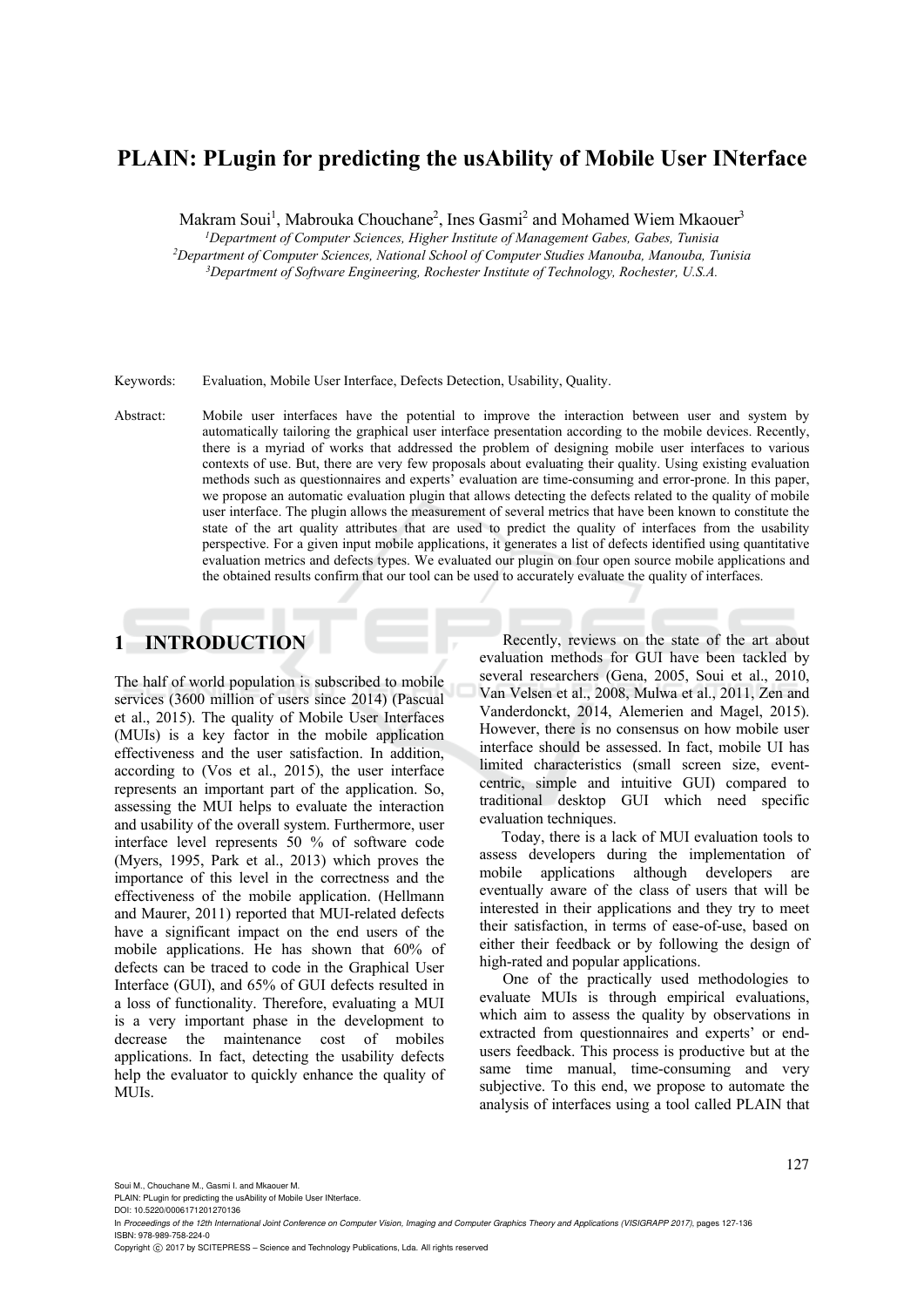# PLAIN: PLugin for predicting the usAbility of Mobile User INterface

Makram Soui[1], Mabrouka Chouchane[2], Ines Gasmi[2] and Mohamed Wiem Mkaouer[3]

[1]Department of Computer Sciences, Higher Institute of Management Gabes, Gabes, Tunisia
[2]Department of Computer Sciences, National School of Computer Studies Manouba, Manouba, Tunisia
[3]Department of Software Engineering, Rochester Institute of Technology, Rochester, U.S.A.

Keywords: Evaluation, Mobile User Interface, Defects Detection, Usability, Quality.

Abstract: Mobile user interfaces have the potential to improve the interaction between user and system by automatically tailoring the graphical user interface presentation according to the mobile devices. Recently, there is a myriad of works that addressed the problem of designing mobile user interfaces to various contexts of use. But, there are very few proposals about evaluating their quality. Using existing evaluation methods such as questionnaires and experts' evaluation are time-consuming and error-prone. In this paper, we propose an automatic evaluation plugin that allows detecting the defects related to the quality of mobile user interface. The plugin allows the measurement of several metrics that have been known to constitute the state of the art quality attributes that are used to predict the quality of interfaces from the usability perspective. For a given input mobile applications, it generates a list of defects identified using quantitative evaluation metrics and defects types. We evaluated our plugin on four open source mobile applications and the obtained results confirm that our tool can be used to accurately evaluate the quality of interfaces.

## 1 INTRODUCTION

The half of world population is subscribed to mobile services (3600 million of users since 2014) (Pascual et al., 2015). The quality of Mobile User Interfaces (MUIs) is a key factor in the mobile application effectiveness and the user satisfaction. In addition, according to (Vos et al., 2015), the user interface represents an important part of the application. So, assessing the MUI helps to evaluate the interaction and usability of the overall system. Furthermore, user interface level represents 50 % of software code (Myers, 1995, Park et al., 2013) which proves the importance of this level in the correctness and the effectiveness of the mobile application. (Hellmann and Maurer, 2011) reported that MUI-related defects have a significant impact on the end users of the mobile applications. He has shown that 60% of defects can be traced to code in the Graphical User Interface (GUI), and 65% of GUI defects resulted in a loss of functionality. Therefore, evaluating a MUI is a very important phase in the development to decrease the maintenance cost of mobiles applications. In fact, detecting the usability defects help the evaluator to quickly enhance the quality of MUIs.

Recently, reviews on the state of the art about evaluation methods for GUI have been tackled by several researchers (Gena, 2005, Soui et al., 2010, Van Velsen et al., 2008, Mulwa et al., 2011, Zen and Vanderdonckt, 2014, Alemerien and Magel, 2015). However, there is no consensus on how mobile user interface should be assessed. In fact, mobile UI has limited characteristics (small screen size, event-centric, simple and intuitive GUI) compared to traditional desktop GUI which need specific evaluation techniques.

Today, there is a lack of MUI evaluation tools to assess developers during the implementation of mobile applications although developers are eventually aware of the class of users that will be interested in their applications and they try to meet their satisfaction, in terms of ease-of-use, based on either their feedback or by following the design of high-rated and popular applications.

One of the practically used methodologies to evaluate MUIs is through empirical evaluations, which aim to assess the quality by observations in extracted from questionnaires and experts' or end-users feedback. This process is productive but at the same time manual, time-consuming and very subjective. To this end, we propose to automate the analysis of interfaces using a tool called PLAIN that

Soui M., Chouchane M., Gasmi I. and Mkaouer M.
PLAIN: PLugin for predicting the usAbility of Mobile User INterface.
DOI: 10.5220/0006171201270136
In *Proceedings of the 12th International Joint Conference on Computer Vision, Imaging and Computer Graphics Theory and Applications (VISIGRAPP 2017)*, pages 127-136
ISBN: 978-989-758-224-0
Copyright © 2017 by SCITEPRESS – Science and Technology Publications, Lda. All rights reserved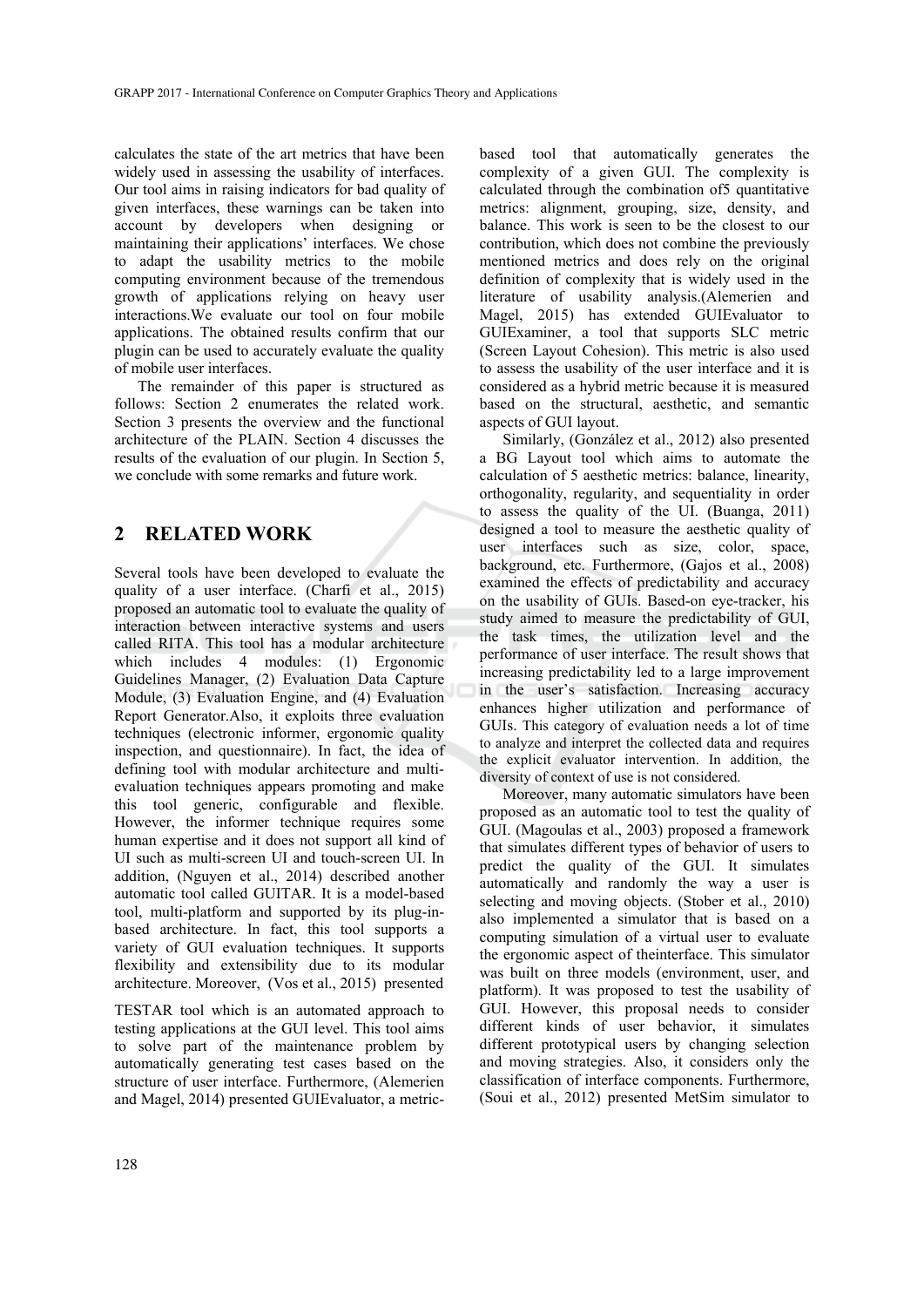calculates the state of the art metrics that have been widely used in assessing the usability of interfaces. Our tool aims in raising indicators for bad quality of given interfaces, these warnings can be taken into account by developers when designing or maintaining their applications' interfaces. We chose to adapt the usability metrics to the mobile computing environment because of the tremendous growth of applications relying on heavy user interactions.We evaluate our tool on four mobile applications. The obtained results confirm that our plugin can be used to accurately evaluate the quality of mobile user interfaces.

The remainder of this paper is structured as follows: Section 2 enumerates the related work. Section 3 presents the overview and the functional architecture of the PLAIN. Section 4 discusses the results of the evaluation of our plugin. In Section 5, we conclude with some remarks and future work.

## 2 RELATED WORK

Several tools have been developed to evaluate the quality of a user interface. (Charfi et al., 2015) proposed an automatic tool to evaluate the quality of interaction between interactive systems and users called RITA. This tool has a modular architecture which includes 4 modules: (1) Ergonomic Guidelines Manager, (2) Evaluation Data Capture Module, (3) Evaluation Engine, and (4) Evaluation Report Generator.Also, it exploits three evaluation techniques (electronic informer, ergonomic quality inspection, and questionnaire). In fact, the idea of defining tool with modular architecture and multi-evaluation techniques appears promoting and make this tool generic, configurable and flexible. However, the informer technique requires some human expertise and it does not support all kind of UI such as multi-screen UI and touch-screen UI. In addition, (Nguyen et al., 2014) described another automatic tool called GUITAR. It is a model-based tool, multi-platform and supported by its plug-in-based architecture. In fact, this tool supports a variety of GUI evaluation techniques. It supports flexibility and extensibility due to its modular architecture. Moreover, (Vos et al., 2015) presented TESTAR tool which is an automated approach to testing applications at the GUI level. This tool aims to solve part of the maintenance problem by automatically generating test cases based on the structure of user interface. Furthermore, (Alemerien and Magel, 2014) presented GUIEvaluator, a metric-based tool that automatically generates the complexity of a given GUI. The complexity is calculated through the combination of5 quantitative metrics: alignment, grouping, size, density, and balance. This work is seen to be the closest to our contribution, which does not combine the previously mentioned metrics and does rely on the original definition of complexity that is widely used in the literature of usability analysis.(Alemerien and Magel, 2015) has extended GUIEvaluator to GUIExaminer, a tool that supports SLC metric (Screen Layout Cohesion). This metric is also used to assess the usability of the user interface and it is considered as a hybrid metric because it is measured based on the structural, aesthetic, and semantic aspects of GUI layout.

Similarly, (González et al., 2012) also presented a BG Layout tool which aims to automate the calculation of 5 aesthetic metrics: balance, linearity, orthogonality, regularity, and sequentiality in order to assess the quality of the UI. (Buanga, 2011) designed a tool to measure the aesthetic quality of user interfaces such as size, color, space, background, etc. Furthermore, (Gajos et al., 2008) examined the effects of predictability and accuracy on the usability of GUIs. Based-on eye-tracker, his study aimed to measure the predictability of GUI, the task times, the utilization level and the performance of user interface. The result shows that increasing predictability led to a large improvement in the user's satisfaction. Increasing accuracy enhances higher utilization and performance of GUIs. This category of evaluation needs a lot of time to analyze and interpret the collected data and requires the explicit evaluator intervention. In addition, the diversity of context of use is not considered.

Moreover, many automatic simulators have been proposed as an automatic tool to test the quality of GUI. (Magoulas et al., 2003) proposed a framework that simulates different types of behavior of users to predict the quality of the GUI. It simulates automatically and randomly the way a user is selecting and moving objects. (Stober et al., 2010) also implemented a simulator that is based on a computing simulation of a virtual user to evaluate the ergonomic aspect of theinterface. This simulator was built on three models (environment, user, and platform). It was proposed to test the usability of GUI. However, this proposal needs to consider different kinds of user behavior, it simulates different prototypical users by changing selection and moving strategies. Also, it considers only the classification of interface components. Furthermore, (Soui et al., 2012) presented MetSim simulator to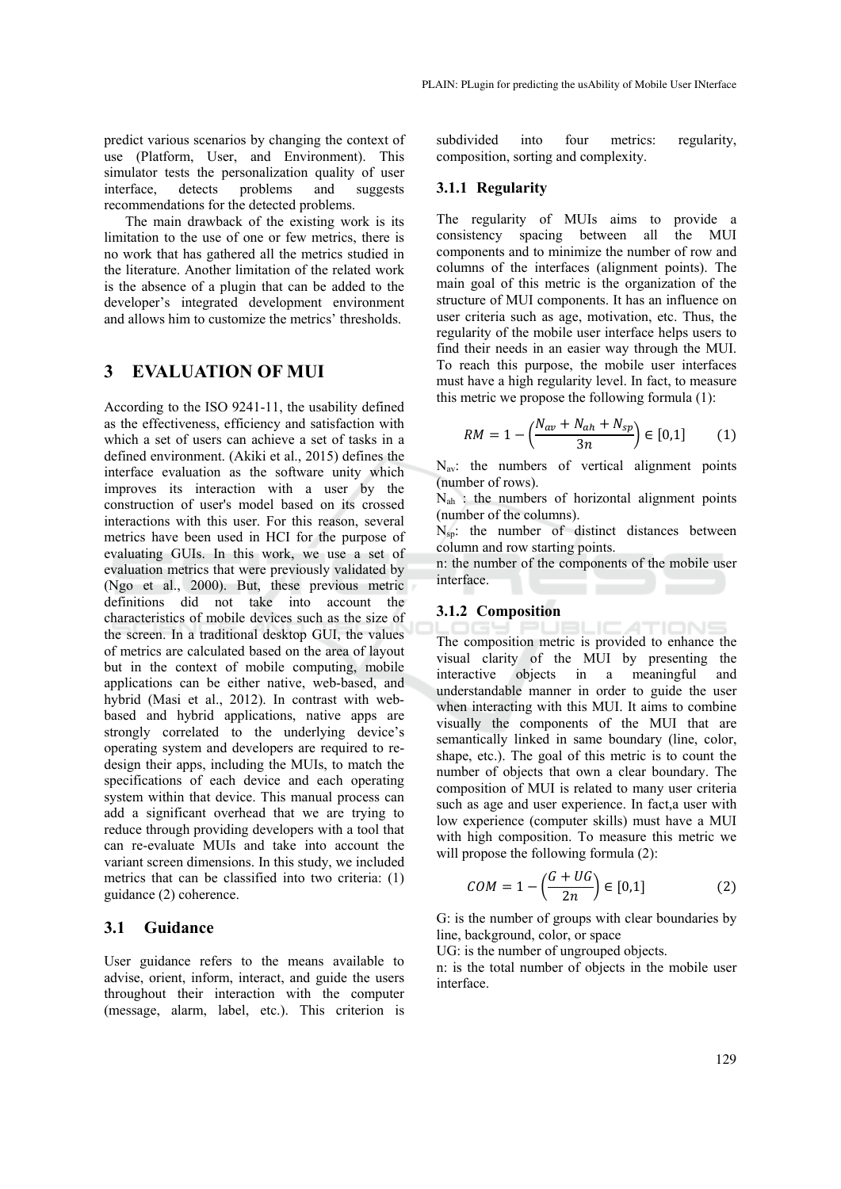predict various scenarios by changing the context of use (Platform, User, and Environment). This simulator tests the personalization quality of user interface, detects problems and suggests recommendations for the detected problems.

The main drawback of the existing work is its limitation to the use of one or few metrics, there is no work that has gathered all the metrics studied in the literature. Another limitation of the related work is the absence of a plugin that can be added to the developer's integrated development environment and allows him to customize the metrics' thresholds.

## 3 EVALUATION OF MUI

According to the ISO 9241-11, the usability defined as the effectiveness, efficiency and satisfaction with which a set of users can achieve a set of tasks in a defined environment. (Akiki et al., 2015) defines the interface evaluation as the software unity which improves its interaction with a user by the construction of user's model based on its crossed interactions with this user. For this reason, several metrics have been used in HCI for the purpose of evaluating GUIs. In this work, we use a set of evaluation metrics that were previously validated by (Ngo et al., 2000). But, these previous metric definitions did not take into account the characteristics of mobile devices such as the size of the screen. In a traditional desktop GUI, the values of metrics are calculated based on the area of layout but in the context of mobile computing, mobile applications can be either native, web-based, and hybrid (Masi et al., 2012). In contrast with web-based and hybrid applications, native apps are strongly correlated to the underlying device's operating system and developers are required to re-design their apps, including the MUIs, to match the specifications of each device and each operating system within that device. This manual process can add a significant overhead that we are trying to reduce through providing developers with a tool that can re-evaluate MUIs and take into account the variant screen dimensions. In this study, we included metrics that can be classified into two criteria: (1) guidance (2) coherence.

### 3.1 Guidance

User guidance refers to the means available to advise, orient, inform, interact, and guide the users throughout their interaction with the computer (message, alarm, label, etc.). This criterion is subdivided into four metrics: regularity, composition, sorting and complexity.

#### 3.1.1 Regularity

The regularity of MUIs aims to provide a consistency spacing between all the MUI components and to minimize the number of row and columns of the interfaces (alignment points). The main goal of this metric is the organization of the structure of MUI components. It has an influence on user criteria such as age, motivation, etc. Thus, the regularity of the mobile user interface helps users to find their needs in an easier way through the MUI. To reach this purpose, the mobile user interfaces must have a high regularity level. In fact, to measure this metric we propose the following formula (1):

$$RM = 1 - \left(\frac{N_{av} + N_{ah} + N_{sp}}{3n}\right) \in [0,1] \qquad (1)$$

$N_{av}$: the numbers of vertical alignment points (number of rows).

$N_{ah}$ : the numbers of horizontal alignment points (number of the columns).

$N_{sp}$: the number of distinct distances between column and row starting points.

n: the number of the components of the mobile user interface.

#### 3.1.2 Composition

The composition metric is provided to enhance the visual clarity of the MUI by presenting the interactive objects in a meaningful and understandable manner in order to guide the user when interacting with this MUI. It aims to combine visually the components of the MUI that are semantically linked in same boundary (line, color, shape, etc.). The goal of this metric is to count the number of objects that own a clear boundary. The composition of MUI is related to many user criteria such as age and user experience. In fact,a user with low experience (computer skills) must have a MUI with high composition. To measure this metric we will propose the following formula (2):

$$COM = 1 - \left(\frac{G + UG}{2n}\right) \in [0,1] \qquad (2)$$

G: is the number of groups with clear boundaries by line, background, color, or space

UG: is the number of ungrouped objects.

n: is the total number of objects in the mobile user interface.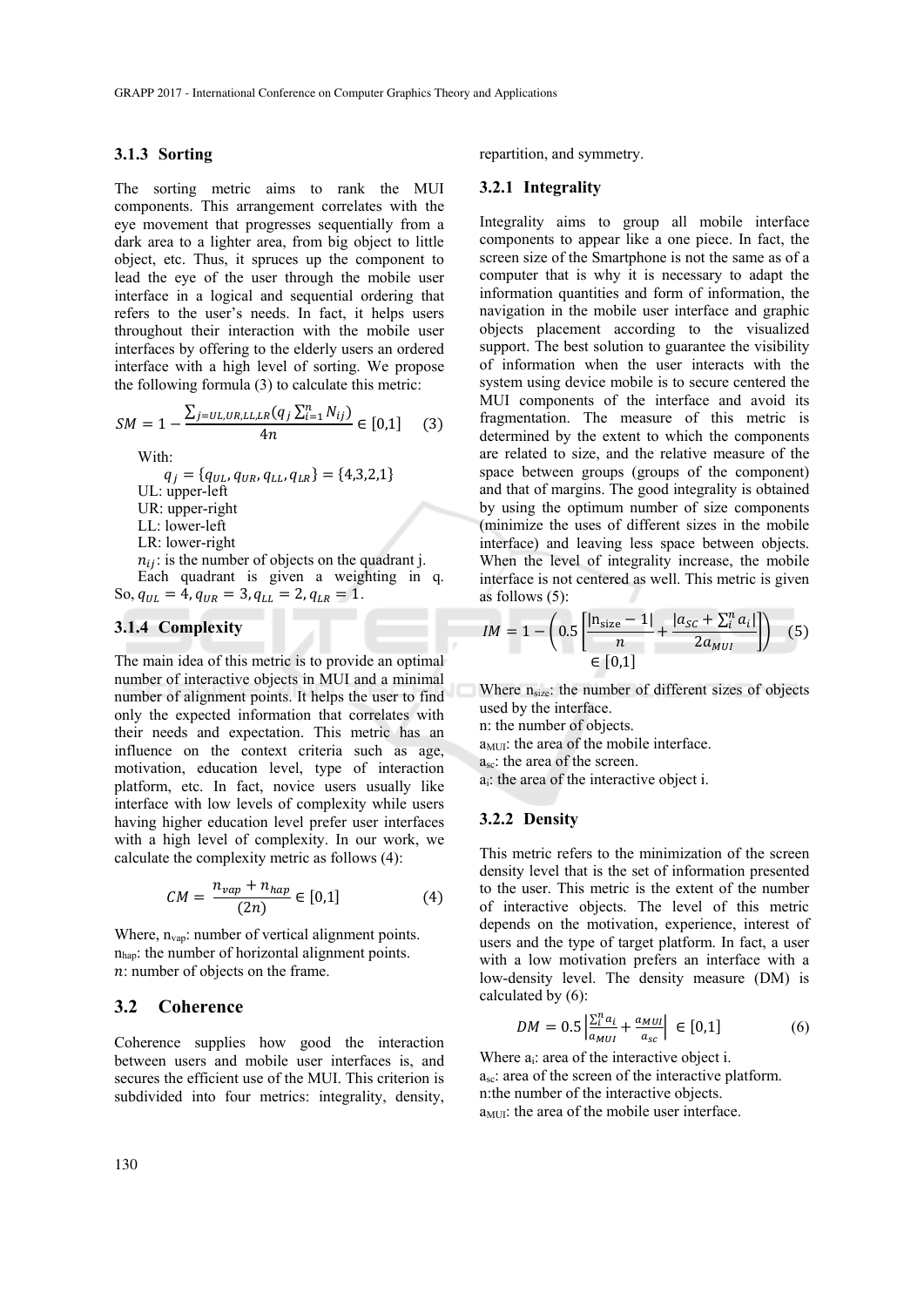### 3.1.3 Sorting

The sorting metric aims to rank the MUI components. This arrangement correlates with the eye movement that progresses sequentially from a dark area to a lighter area, from big object to little object, etc. Thus, it spruces up the component to lead the eye of the user through the mobile user interface in a logical and sequential ordering that refers to the user's needs. In fact, it helps users throughout their interaction with the mobile user interfaces by offering to the elderly users an ordered interface with a high level of sorting. We propose the following formula (3) to calculate this metric:

$$SM = 1 - \frac{\sum_{j=UL,UR,LL,LR}(q_j \sum_{i=1}^{n} N_{ij})}{4n} \in [0,1] \quad (3)$$

With:

$q_j = \{q_{UL}, q_{UR}, q_{LL}, q_{LR}\} = \{4,3,2,1\}$

UL: upper-left

UR: upper-right

LL: lower-left

LR: lower-right

$n_{ij}$: is the number of objects on the quadrant j.

Each quadrant is given a weighting in q. So, $q_{UL} = 4, q_{UR} = 3, q_{LL} = 2, q_{LR} = 1$.

### 3.1.4 Complexity

The main idea of this metric is to provide an optimal number of interactive objects in MUI and a minimal number of alignment points. It helps the user to find only the expected information that correlates with their needs and expectation. This metric has an influence on the context criteria such as age, motivation, education level, type of interaction platform, etc. In fact, novice users usually like interface with low levels of complexity while users having higher education level prefer user interfaces with a high level of complexity. In our work, we calculate the complexity metric as follows (4):

$$CM = \frac{n_{vap} + n_{hap}}{(2n)} \in [0,1] \quad (4)$$

Where, $n_{vap}$: number of vertical alignment points.

$n_{hap}$: the number of horizontal alignment points.

$n$: number of objects on the frame.

## 3.2 Coherence

Coherence supplies how good the interaction between users and mobile user interfaces is, and secures the efficient use of the MUI. This criterion is subdivided into four metrics: integrality, density, repartition, and symmetry.

### 3.2.1 Integrality

Integrality aims to group all mobile interface components to appear like a one piece. In fact, the screen size of the Smartphone is not the same as of a computer that is why it is necessary to adapt the information quantities and form of information, the navigation in the mobile user interface and graphic objects placement according to the visualized support. The best solution to guarantee the visibility of information when the user interacts with the system using device mobile is to secure centered the MUI components of the interface and avoid its fragmentation. The measure of this metric is determined by the extent to which the components are related to size, and the relative measure of the space between groups (groups of the component) and that of margins. The good integrality is obtained by using the optimum number of size components (minimize the uses of different sizes in the mobile interface) and leaving less space between objects. When the level of integrality increase, the mobile interface is not centered as well. This metric is given as follows (5):

$$IM = 1 - \left(0.5\left[\frac{|n_{size} - 1|}{n} + \frac{|a_{SC} + \sum_i^n a_i|}{2a_{MUI}}\right]\right) \in [0,1] \quad (5)$$

Where $n_{size}$: the number of different sizes of objects used by the interface.

n: the number of objects.

$a_{MUI}$: the area of the mobile interface.

$a_{sc}$: the area of the screen.

$a_i$: the area of the interactive object i.

### 3.2.2 Density

This metric refers to the minimization of the screen density level that is the set of information presented to the user. This metric is the extent of the number of interactive objects. The level of this metric depends on the motivation, experience, interest of users and the type of target platform. In fact, a user with a low motivation prefers an interface with a low-density level. The density measure (DM) is calculated by (6):

$$DM = 0.5\left|\frac{\sum_i^n a_i}{a_{MUI}} + \frac{a_{MUI}}{a_{sc}}\right| \in [0,1] \quad (6)$$

Where $a_i$: area of the interactive object i.

$a_{sc}$: area of the screen of the interactive platform.

n:the number of the interactive objects.

$a_{MUI}$: the area of the mobile user interface.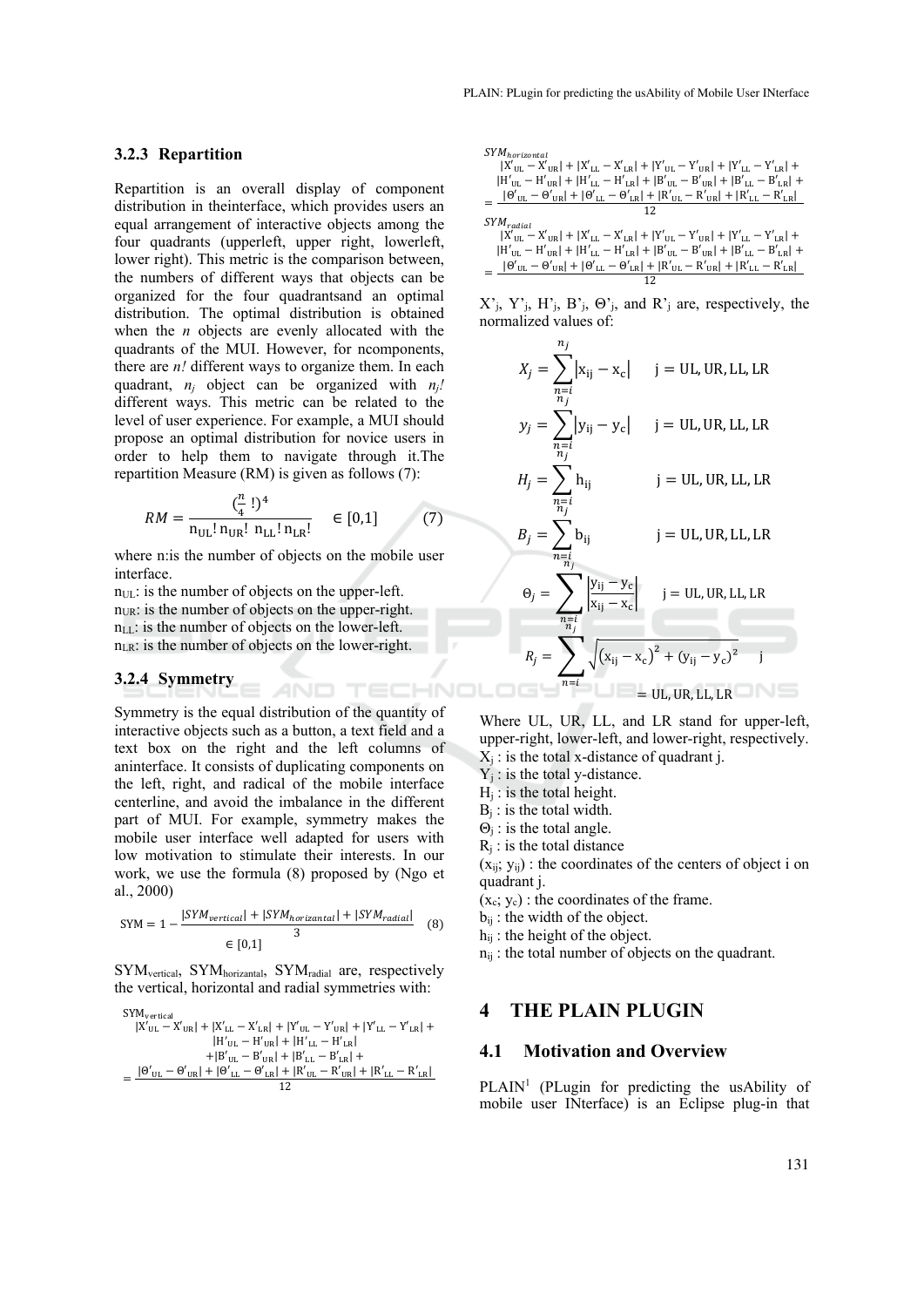### 3.2.3 Repartition

Repartition is an overall display of component distribution in theinterface, which provides users an equal arrangement of interactive objects among the four quadrants (upperleft, upper right, lowerleft, lower right). This metric is the comparison between, the numbers of different ways that objects can be organized for the four quadrantsand an optimal distribution. The optimal distribution is obtained when the *n* objects are evenly allocated with the quadrants of the MUI. However, for ncomponents, there are *n!* different ways to organize them. In each quadrant, $n_j$ object can be organized with $n_j!$ different ways. This metric can be related to the level of user experience. For example, a MUI should propose an optimal distribution for novice users in order to help them to navigate through it.The repartition Measure (RM) is given as follows (7):

$$RM = \frac{(\frac{n}{4}!)^4}{n_{UL}!\, n_{UR}!\, n_{LL}!\, n_{LR}!} \quad \in [0,1] \tag{7}$$

where n:is the number of objects on the mobile user interface.

$n_{UL}$: is the number of objects on the upper-left.
$n_{UR}$: is the number of objects on the upper-right.
$n_{LL}$: is the number of objects on the lower-left.
$n_{LR}$: is the number of objects on the lower-right.

### 3.2.4 Symmetry

Symmetry is the equal distribution of the quantity of interactive objects such as a button, a text field and a text box on the right and the left columns of aninterface. It consists of duplicating components on the left, right, and radical of the mobile interface centerline, and avoid the imbalance in the different part of MUI. For example, symmetry makes the mobile user interface well adapted for users with low motivation to stimulate their interests. In our work, we use the formula (8) proposed by (Ngo et al., 2000)

$$SYM = 1 - \frac{|SYM_{vertical}| + |SYM_{horizantal}| + |SYM_{radial}|}{3} \quad \in [0,1] \tag{8}$$

$SYM_{vertical}$, $SYM_{horizantal}$, $SYM_{radial}$ are, respectively the vertical, horizontal and radial symmetries with:

$$SYM_{vertical} = \frac{\begin{gathered}|X'_{UL} - X'_{UR}| + |X'_{LL} - X'_{LR}| + |Y'_{UL} - Y'_{UR}| + |Y'_{LL} - Y'_{LR}| + \\ |H'_{UL} - H'_{UR}| + |H'_{LL} - H'_{LR}| \\ + |B'_{UL} - B'_{UR}| + |B'_{LL} - B'_{LR}| + \\ |\Theta'_{UL} - \Theta'_{UR}| + |\Theta'_{LL} - \Theta'_{LR}| + |R'_{UL} - R'_{UR}| + |R'_{LL} - R'_{LR}|\end{gathered}}{12}$$

$$SYM_{horizontal} = \frac{\begin{gathered}|X'_{UL} - X'_{UR}| + |X'_{LL} - X'_{LR}| + |Y'_{UL} - Y'_{UR}| + |Y'_{LL} - Y'_{LR}| + \\ |H'_{UL} - H'_{UR}| + |H'_{LL} - H'_{LR}| + |B'_{UL} - B'_{UR}| + |B'_{LL} - B'_{LR}| + \\ |\Theta'_{UL} - \Theta'_{UR}| + |\Theta'_{LL} - \Theta'_{LR}| + |R'_{UL} - R'_{UR}| + |R'_{LL} - R'_{LR}|\end{gathered}}{12}$$

$$SYM_{radial} = \frac{\begin{gathered}|X'_{UL} - X'_{UR}| + |X'_{LL} - X'_{LR}| + |Y'_{UL} - Y'_{UR}| + |Y'_{LL} - Y'_{LR}| + \\ |H'_{UL} - H'_{UR}| + |H'_{LL} - H'_{LR}| + |B'_{UL} - B'_{UR}| + |B'_{LL} - B'_{LR}| + \\ |\Theta'_{UL} - \Theta'_{UR}| + |\Theta'_{LL} - \Theta'_{LR}| + |R'_{UL} - R'_{UR}| + |R'_{LL} - R'_{LR}|\end{gathered}}{12}$$

$X'_j$, $Y'_j$, $H'_j$, $B'_j$, $\Theta'_j$, and $R'_j$ are, respectively, the normalized values of:

$$X_j = \sum_{n=i}^{n_j} |x_{ij} - x_c| \qquad j = UL, UR, LL, LR$$

$$y_j = \sum_{n=i}^{n_j} |y_{ij} - y_c| \qquad j = UL, UR, LL, LR$$

$$H_j = \sum_{n=i}^{n_j} h_{ij} \qquad j = UL, UR, LL, LR$$

$$B_j = \sum_{n=i}^{n_j} b_{ij} \qquad j = UL, UR, LL, LR$$

$$\Theta_j = \sum_{n=i}^{n_j} \left|\frac{y_{ij} - y_c}{x_{ij} - x_c}\right| \qquad j = UL, UR, LL, LR$$

$$R_j = \sum_{n=i}^{n_j} \sqrt{(x_{ij} - x_c)^2 + (y_{ij} - y_c)^2} \qquad j = UL, UR, LL, LR$$

Where UL, UR, LL, and LR stand for upper-left, upper-right, lower-left, and lower-right, respectively.

$X_j$ : is the total x-distance of quadrant j.
$Y_j$ : is the total y-distance.
$H_j$ : is the total height.
$B_j$ : is the total width.
$\Theta_j$ : is the total angle.
$R_j$ : is the total distance
$(x_{ij}; y_{ij})$ : the coordinates of the centers of object i on quadrant j.
$(x_c; y_c)$ : the coordinates of the frame.
$b_{ij}$ : the width of the object.
$h_{ij}$ : the height of the object.
$n_{ij}$ : the total number of objects on the quadrant.

## 4 THE PLAIN PLUGIN

### 4.1 Motivation and Overview

PLAIN[1] (PLugin for predicting the usAbility of mobile user INterface) is an Eclipse plug-in that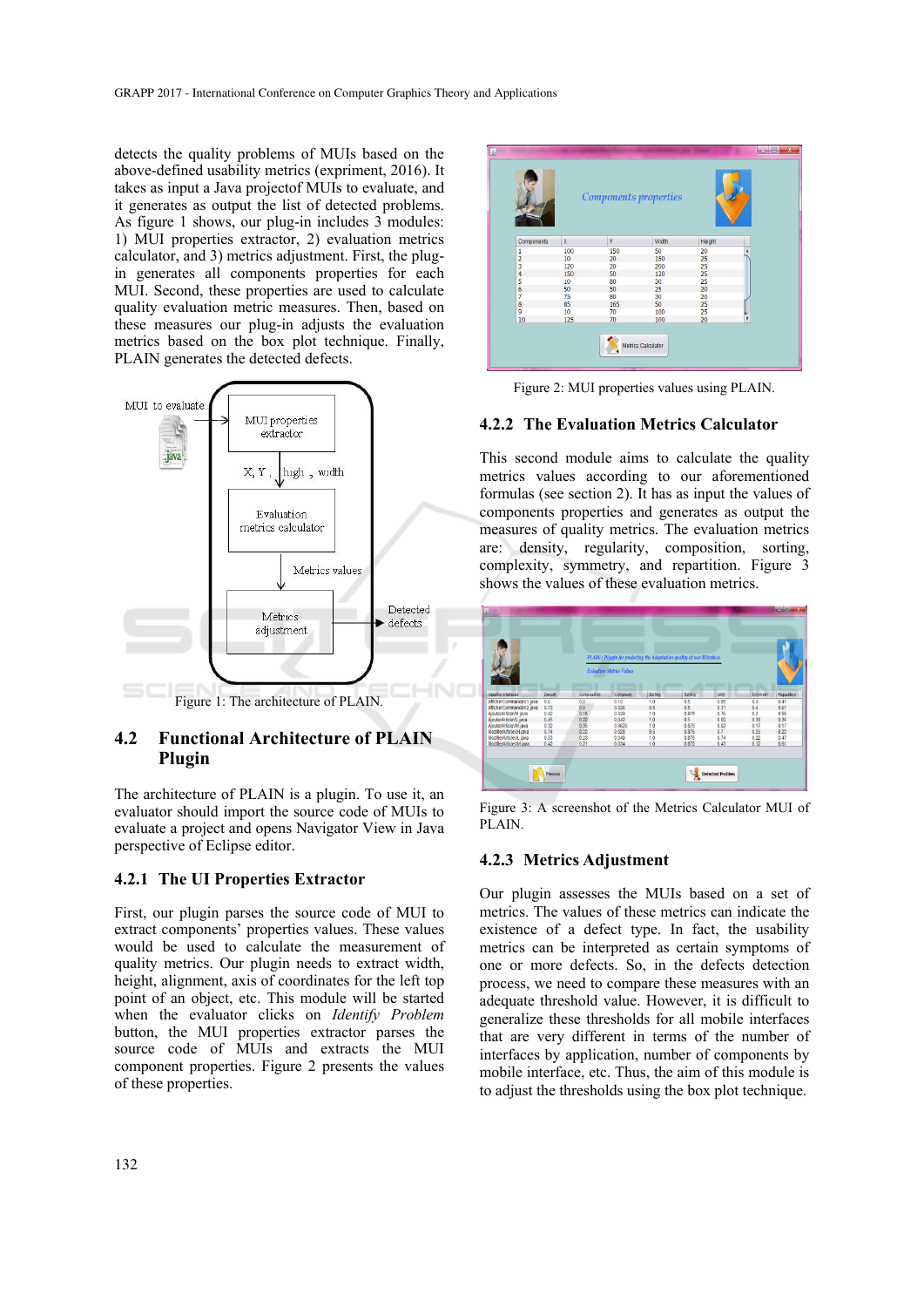detects the quality problems of MUIs based on the above-defined usability metrics (expriment, 2016). It takes as input a Java projectof MUIs to evaluate, and it generates as output the list of detected problems. As figure 1 shows, our plug-in includes 3 modules: 1) MUI properties extractor, 2) evaluation metrics calculator, and 3) metrics adjustment. First, the plug-in generates all components properties for each MUI. Second, these properties are used to calculate quality evaluation metric measures. Then, based on these measures our plug-in adjusts the evaluation metrics based on the box plot technique. Finally, PLAIN generates the detected defects.

Figure 1: The architecture of PLAIN.

## 4.2 Functional Architecture of PLAIN Plugin

The architecture of PLAIN is a plugin. To use it, an evaluator should import the source code of MUIs to evaluate a project and opens Navigator View in Java perspective of Eclipse editor.

### 4.2.1 The UI Properties Extractor

First, our plugin parses the source code of MUI to extract components' properties values. These values would be used to calculate the measurement of quality metrics. Our plugin needs to extract width, height, alignment, axis of coordinates for the left top point of an object, etc. This module will be started when the evaluator clicks on *Identify Problem* button, the MUI properties extractor parses the source code of MUIs and extracts the MUI component properties. Figure 2 presents the values of these properties.

Figure 2: MUI properties values using PLAIN.

### 4.2.2 The Evaluation Metrics Calculator

This second module aims to calculate the quality metrics values according to our aforementioned formulas (see section 2). It has as input the values of components properties and generates as output the measures of quality metrics. The evaluation metrics are: density, regularity, composition, sorting, complexity, symmetry, and repartition. Figure 3 shows the values of these evaluation metrics.

Figure 3: A screenshot of the Metrics Calculator MUI of PLAIN.

### 4.2.3 Metrics Adjustment

Our plugin assesses the MUIs based on a set of metrics. The values of these metrics can indicate the existence of a defect type. In fact, the usability metrics can be interpreted as certain symptoms of one or more defects. So, in the defects detection process, we need to compare these measures with an adequate threshold value. However, it is difficult to generalize these thresholds for all mobile interfaces that are very different in terms of the number of interfaces by application, number of components by mobile interface, etc. Thus, the aim of this module is to adjust the thresholds using the box plot technique.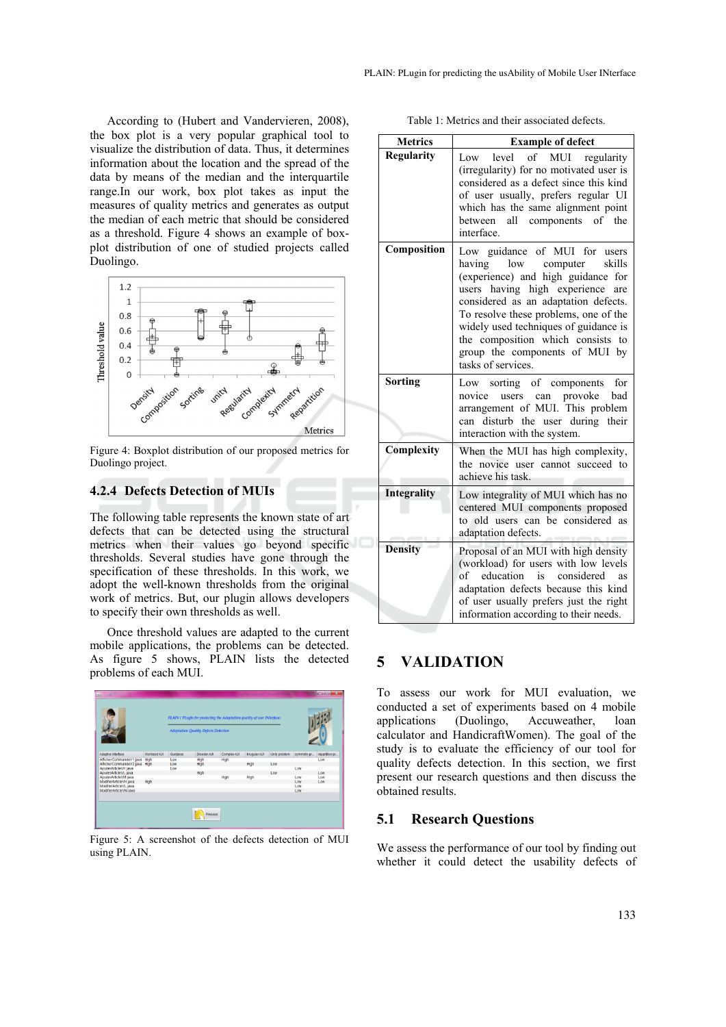According to (Hubert and Vandervieren, 2008), the box plot is a very popular graphical tool to visualize the distribution of data. Thus, it determines information about the location and the spread of the data by means of the median and the interquartile range.In our work, box plot takes as input the measures of quality metrics and generates as output the median of each metric that should be considered as a threshold. Figure 4 shows an example of box-plot distribution of one of studied projects called Duolingo.

Figure 4: Boxplot distribution of our proposed metrics for Duolingo project.

### 4.2.4 Defects Detection of MUIs

The following table represents the known state of art defects that can be detected using the structural metrics when their values go beyond specific thresholds. Several studies have gone through the specification of these thresholds. In this work, we adopt the well-known thresholds from the original work of metrics. But, our plugin allows developers to specify their own thresholds as well.

Once threshold values are adapted to the current mobile applications, the problems can be detected. As figure 5 shows, PLAIN lists the detected problems of each MUI.

Figure 5: A screenshot of the defects detection of MUI using PLAIN.

Table 1: Metrics and their associated defects.

| Metrics | Example of defect |
|---|---|
| **Regularity** | Low level of MUI regularity (irregularity) for no motivated user is considered as a defect since this kind of user usually, prefers regular UI which has the same alignment point between all components of the interface. |
| **Composition** | Low guidance of MUI for users having low computer skills (experience) and high guidance for users having high experience are considered as an adaptation defects. To resolve these problems, one of the widely used techniques of guidance is the composition which consists to group the components of MUI by tasks of services. |
| **Sorting** | Low sorting of components for novice users can provoke bad arrangement of MUI. This problem can disturb the user during their interaction with the system. |
| **Complexity** | When the MUI has high complexity, the novice user cannot succeed to achieve his task. |
| **Integrality** | Low integrality of MUI which has no centered MUI components proposed to old users can be considered as adaptation defects. |
| **Density** | Proposal of an MUI with high density (workload) for users with low levels of education is considered as adaptation defects because this kind of user usually prefers just the right information according to their needs. |

## 5 VALIDATION

To assess our work for MUI evaluation, we conducted a set of experiments based on 4 mobile applications (Duolingo, Accuweather, loan calculator and HandicraftWomen). The goal of the study is to evaluate the efficiency of our tool for quality defects detection. In this section, we first present our research questions and then discuss the obtained results.

### 5.1 Research Questions

We assess the performance of our tool by finding out whether it could detect the usability defects of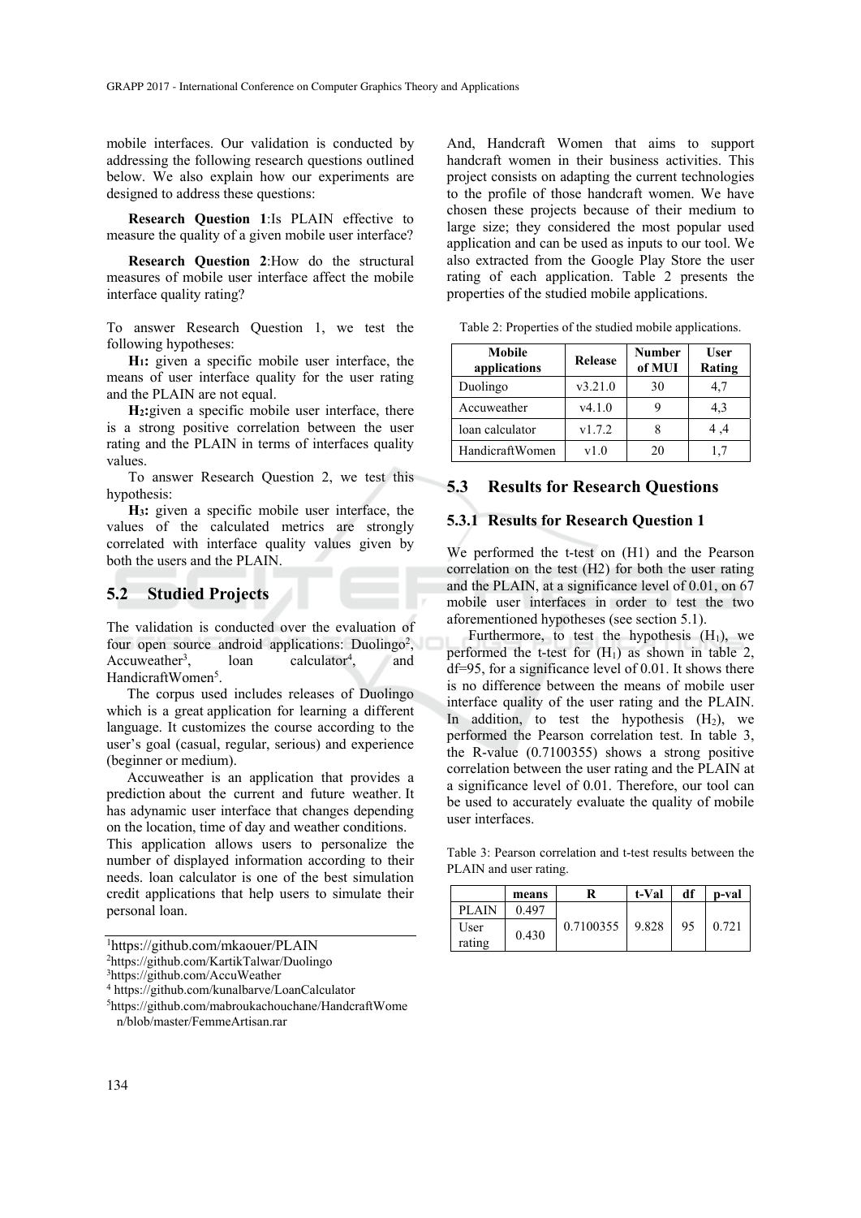mobile interfaces. Our validation is conducted by addressing the following research questions outlined below. We also explain how our experiments are designed to address these questions:

**Research Question 1**:Is PLAIN effective to measure the quality of a given mobile user interface?

**Research Question 2**:How do the structural measures of mobile user interface affect the mobile interface quality rating?

To answer Research Question 1, we test the following hypotheses:

**$H_1$:** given a specific mobile user interface, the means of user interface quality for the user rating and the PLAIN are not equal.

**$H_2$:**given a specific mobile user interface, there is a strong positive correlation between the user rating and the PLAIN in terms of interfaces quality values.

To answer Research Question 2, we test this hypothesis:

**$H_3$:** given a specific mobile user interface, the values of the calculated metrics are strongly correlated with interface quality values given by both the users and the PLAIN.

## 5.2 Studied Projects

The validation is conducted over the evaluation of four open source android applications: Duolingo[2], Accuweather[3], loan calculator[4], and HandicraftWomen[5].

The corpus used includes releases of Duolingo which is a great application for learning a different language. It customizes the course according to the user's goal (casual, regular, serious) and experience (beginner or medium).

Accuweather is an application that provides a prediction about the current and future weather. It has adynamic user interface that changes depending on the location, time of day and weather conditions. This application allows users to personalize the number of displayed information according to their needs. loan calculator is one of the best simulation credit applications that help users to simulate their personal loan.

And, Handcraft Women that aims to support handcraft women in their business activities. This project consists on adapting the current technologies to the profile of those handcraft women. We have chosen these projects because of their medium to large size; they considered the most popular used application and can be used as inputs to our tool. We also extracted from the Google Play Store the user rating of each application. Table 2 presents the properties of the studied mobile applications.

Table 2: Properties of the studied mobile applications.

| Mobile applications | Release | Number of MUI | User Rating |
|---|---|---|---|
| Duolingo | v3.21.0 | 30 | 4,7 |
| Accuweather | v4.1.0 | 9 | 4,3 |
| loan calculator | v1.7.2 | 8 | 4 ,4 |
| HandicraftWomen | v1.0 | 20 | 1,7 |

## 5.3 Results for Research Questions

### 5.3.1 Results for Research Question 1

We performed the t-test on (H1) and the Pearson correlation on the test (H2) for both the user rating and the PLAIN, at a significance level of 0.01, on 67 mobile user interfaces in order to test the two aforementioned hypotheses (see section 5.1).

Furthermore, to test the hypothesis ($H_1$), we performed the t-test for ($H_1$) as shown in table 2, df=95, for a significance level of 0.01. It shows there is no difference between the means of mobile user interface quality of the user rating and the PLAIN. In addition, to test the hypothesis ($H_2$), we performed the Pearson correlation test. In table 3, the R-value (0.7100355) shows a strong positive correlation between the user rating and the PLAIN at a significance level of 0.01. Therefore, our tool can be used to accurately evaluate the quality of mobile user interfaces.

Table 3: Pearson correlation and t-test results between the PLAIN and user rating.

| | means | R | t-Val | df | p-val |
|---|---|---|---|---|---|
| PLAIN | 0.497 | 0.7100355 | 9.828 | 95 | 0.721 |
| User rating | 0.430 | | | | |

[1]https://github.com/mkaouer/PLAIN
[2]https://github.com/KartikTalwar/Duolingo
[3]https://github.com/AccuWeather
[4] https://github.com/kunalbarve/LoanCalculator
[5]https://github.com/mabroukachouchane/HandcraftWomen/blob/master/FemmeArtisan.rar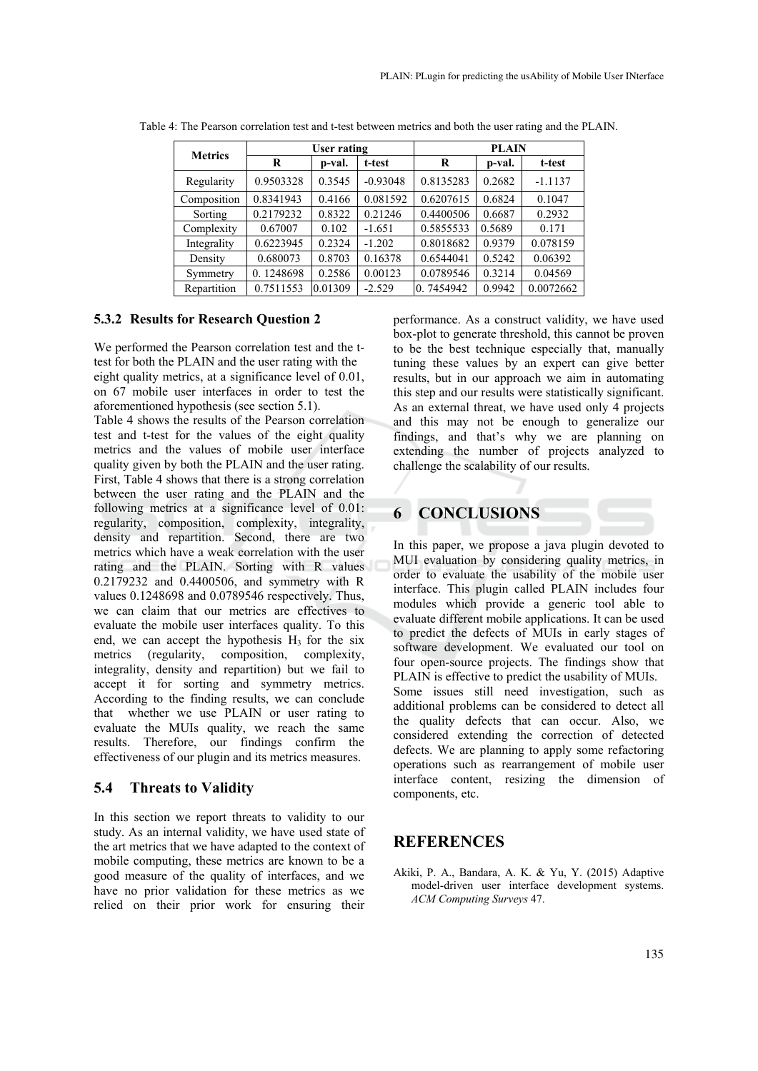Table 4: The Pearson correlation test and t-test between metrics and both the user rating and the PLAIN.

| Metrics | User rating | | | PLAIN | | |
|---|---|---|---|---|---|---|
| | R | p-val. | t-test | R | p-val. | t-test |
| Regularity | 0.9503328 | 0.3545 | -0.93048 | 0.8135283 | 0.2682 | -1.1137 |
| Composition | 0.8341943 | 0.4166 | 0.081592 | 0.6207615 | 0.6824 | 0.1047 |
| Sorting | 0.2179232 | 0.8322 | 0.21246 | 0.4400506 | 0.6687 | 0.2932 |
| Complexity | 0.67007 | 0.102 | -1.651 | 0.5855533 | 0.5689 | 0.171 |
| Integrality | 0.6223945 | 0.2324 | -1.202 | 0.8018682 | 0.9379 | 0.078159 |
| Density | 0.680073 | 0.8703 | 0.16378 | 0.6544041 | 0.5242 | 0.06392 |
| Symmetry | 0. 1248698 | 0.2586 | 0.00123 | 0.0789546 | 0.3214 | 0.04569 |
| Repartition | 0.7511553 | 0.01309 | -2.529 | 0. 7454942 | 0.9942 | 0.0072662 |

### 5.3.2 Results for Research Question 2

We performed the Pearson correlation test and the t-test for both the PLAIN and the user rating with the eight quality metrics, at a significance level of 0.01, on 67 mobile user interfaces in order to test the aforementioned hypothesis (see section 5.1).

Table 4 shows the results of the Pearson correlation test and t-test for the values of the eight quality metrics and the values of mobile user interface quality given by both the PLAIN and the user rating. First, Table 4 shows that there is a strong correlation between the user rating and the PLAIN and the following metrics at a significance level of 0.01: regularity, composition, complexity, integrality, density and repartition. Second, there are two metrics which have a weak correlation with the user rating and the PLAIN. Sorting with R values 0.2179232 and 0.4400506, and symmetry with R values 0.1248698 and 0.0789546 respectively. Thus, we can claim that our metrics are effectives to evaluate the mobile user interfaces quality. To this end, we can accept the hypothesis $H_3$ for the six metrics (regularity, composition, complexity, integrality, density and repartition) but we fail to accept it for sorting and symmetry metrics. According to the finding results, we can conclude that whether we use PLAIN or user rating to evaluate the MUIs quality, we reach the same results. Therefore, our findings confirm the effectiveness of our plugin and its metrics measures.

## 5.4 Threats to Validity

In this section we report threats to validity to our study. As an internal validity, we have used state of the art metrics that we have adapted to the context of mobile computing, these metrics are known to be a good measure of the quality of interfaces, and we have no prior validation for these metrics as we relied on their prior work for ensuring their performance. As a construct validity, we have used box-plot to generate threshold, this cannot be proven to be the best technique especially that, manually tuning these values by an expert can give better results, but in our approach we aim in automating this step and our results were statistically significant. As an external threat, we have used only 4 projects and this may not be enough to generalize our findings, and that's why we are planning on extending the number of projects analyzed to challenge the scalability of our results.

# 6 CONCLUSIONS

In this paper, we propose a java plugin devoted to MUI evaluation by considering quality metrics, in order to evaluate the usability of the mobile user interface. This plugin called PLAIN includes four modules which provide a generic tool able to evaluate different mobile applications. It can be used to predict the defects of MUIs in early stages of software development. We evaluated our tool on four open-source projects. The findings show that PLAIN is effective to predict the usability of MUIs.

Some issues still need investigation, such as additional problems can be considered to detect all the quality defects that can occur. Also, we considered extending the correction of detected defects. We are planning to apply some refactoring operations such as rearrangement of mobile user interface content, resizing the dimension of components, etc.

# REFERENCES

Akiki, P. A., Bandara, A. K. & Yu, Y. (2015) Adaptive model-driven user interface development systems. *ACM Computing Surveys* 47.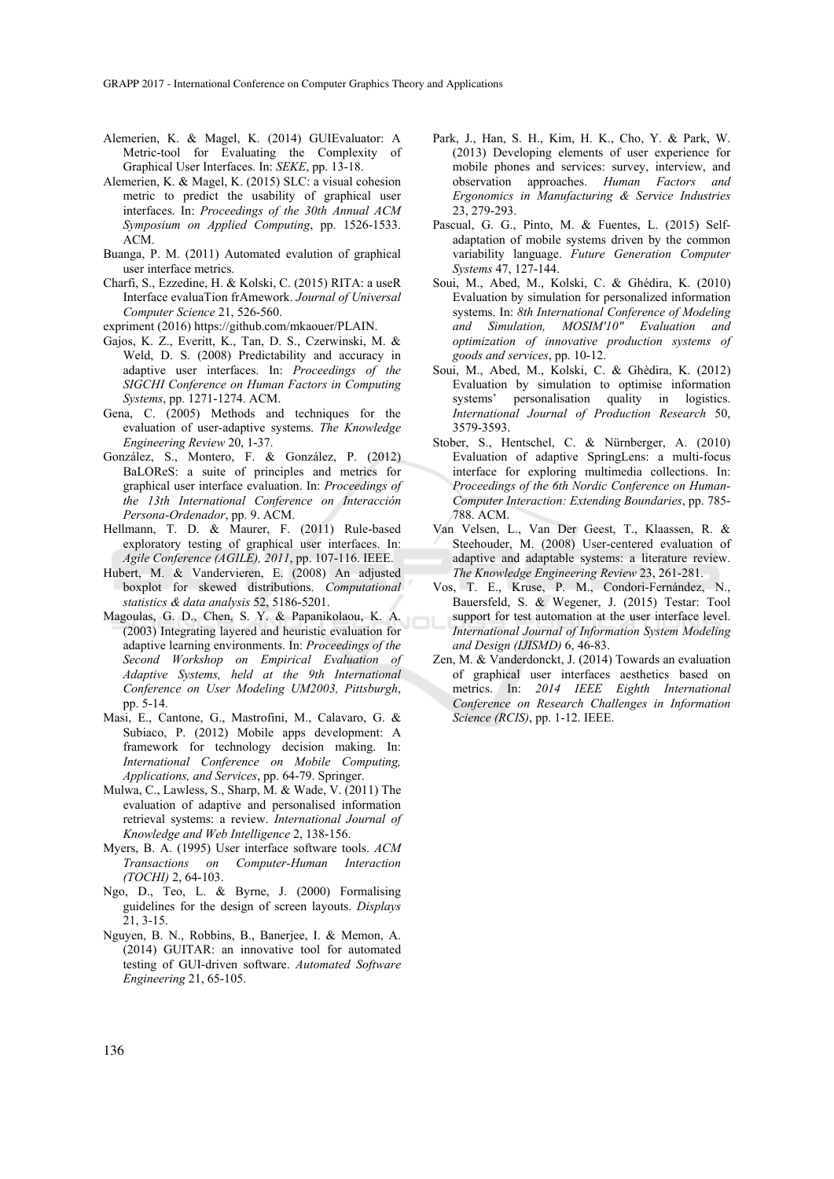Alemerien, K. & Magel, K. (2014) GUIEvaluator: A Metric-tool for Evaluating the Complexity of Graphical User Interfaces. In: *SEKE*, pp. 13-18.

Alemerien, K. & Magel, K. (2015) SLC: a visual cohesion metric to predict the usability of graphical user interfaces. In: *Proceedings of the 30th Annual ACM Symposium on Applied Computing*, pp. 1526-1533. ACM.

Buanga, P. M. (2011) Automated evalution of graphical user interface metrics.

Charfi, S., Ezzedine, H. & Kolski, C. (2015) RITA: a useR Interface evaluaTion frAmework. *Journal of Universal Computer Science* 21, 526-560.

expriment (2016) https://github.com/mkaouer/PLAIN.

Gajos, K. Z., Everitt, K., Tan, D. S., Czerwinski, M. & Weld, D. S. (2008) Predictability and accuracy in adaptive user interfaces. In: *Proceedings of the SIGCHI Conference on Human Factors in Computing Systems*, pp. 1271-1274. ACM.

Gena, C. (2005) Methods and techniques for the evaluation of user-adaptive systems. *The Knowledge Engineering Review* 20, 1-37.

González, S., Montero, F. & González, P. (2012) BaLOReS: a suite of principles and metrics for graphical user interface evaluation. In: *Proceedings of the 13th International Conference on Interacción Persona-Ordenador*, pp. 9. ACM.

Hellmann, T. D. & Maurer, F. (2011) Rule-based exploratory testing of graphical user interfaces. In: *Agile Conference (AGILE), 2011*, pp. 107-116. IEEE.

Hubert, M. & Vandervieren, E. (2008) An adjusted boxplot for skewed distributions. *Computational statistics & data analysis* 52, 5186-5201.

Magoulas, G. D., Chen, S. Y. & Papanikolaou, K. A. (2003) Integrating layered and heuristic evaluation for adaptive learning environments. In: *Proceedings of the Second Workshop on Empirical Evaluation of Adaptive Systems, held at the 9th International Conference on User Modeling UM2003, Pittsburgh*, pp. 5-14.

Masi, E., Cantone, G., Mastrofini, M., Calavaro, G. & Subiaco, P. (2012) Mobile apps development: A framework for technology decision making. In: *International Conference on Mobile Computing, Applications, and Services*, pp. 64-79. Springer.

Mulwa, C., Lawless, S., Sharp, M. & Wade, V. (2011) The evaluation of adaptive and personalised information retrieval systems: a review. *International Journal of Knowledge and Web Intelligence* 2, 138-156.

Myers, B. A. (1995) User interface software tools. *ACM Transactions on Computer-Human Interaction (TOCHI)* 2, 64-103.

Ngo, D., Teo, L. & Byrne, J. (2000) Formalising guidelines for the design of screen layouts. *Displays* 21, 3-15.

Nguyen, B. N., Robbins, B., Banerjee, I. & Memon, A. (2014) GUITAR: an innovative tool for automated testing of GUI-driven software. *Automated Software Engineering* 21, 65-105.

Park, J., Han, S. H., Kim, H. K., Cho, Y. & Park, W. (2013) Developing elements of user experience for mobile phones and services: survey, interview, and observation approaches. *Human Factors and Ergonomics in Manufacturing & Service Industries* 23, 279-293.

Pascual, G. G., Pinto, M. & Fuentes, L. (2015) Self-adaptation of mobile systems driven by the common variability language. *Future Generation Computer Systems* 47, 127-144.

Soui, M., Abed, M., Kolski, C. & Ghédira, K. (2010) Evaluation by simulation for personalized information systems. In: *8th International Conference of Modeling and Simulation, MOSIM'10" Evaluation and optimization of innovative production systems of goods and services*, pp. 10-12.

Soui, M., Abed, M., Kolski, C. & Ghèdira, K. (2012) Evaluation by simulation to optimise information systems' personalisation quality in logistics. *International Journal of Production Research* 50, 3579-3593.

Stober, S., Hentschel, C. & Nürnberger, A. (2010) Evaluation of adaptive SpringLens: a multi-focus interface for exploring multimedia collections. In: *Proceedings of the 6th Nordic Conference on Human-Computer Interaction: Extending Boundaries*, pp. 785-788. ACM.

Van Velsen, L., Van Der Geest, T., Klaassen, R. & Steehouder, M. (2008) User-centered evaluation of adaptive and adaptable systems: a literature review. *The Knowledge Engineering Review* 23, 261-281.

Vos, T. E., Kruse, P. M., Condori-Fernández, N., Bauersfeld, S. & Wegener, J. (2015) Testar: Tool support for test automation at the user interface level. *International Journal of Information System Modeling and Design (IJISMD)* 6, 46-83.

Zen, M. & Vanderdonckt, J. (2014) Towards an evaluation of graphical user interfaces aesthetics based on metrics. In: *2014 IEEE Eighth International Conference on Research Challenges in Information Science (RCIS)*, pp. 1-12. IEEE.